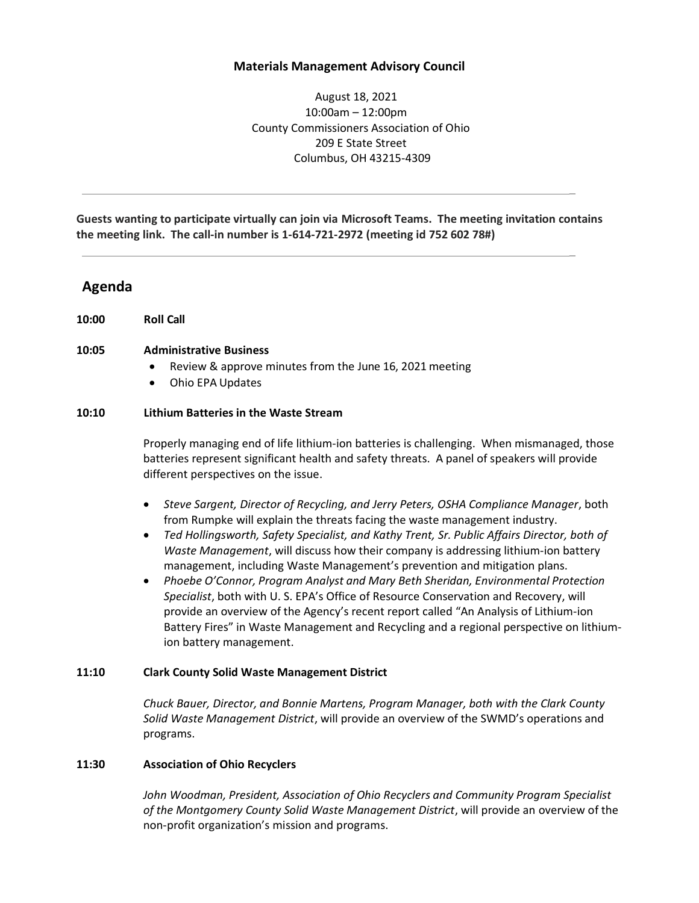**Materials Management Advisory Council**

August 18, 2021
10:00am – 12:00pm
County Commissioners Association of Ohio
209 E State Street
Columbus, OH 43215-4309

---

**Guests wanting to participate virtually can join via Microsoft Teams. The meeting invitation contains the meeting link. The call-in number is 1-614-721-2972 (meeting id 752 602 78#)**

---

## Agenda

**10:00 Roll Call**

**10:05 Administrative Business**

- Review & approve minutes from the June 16, 2021 meeting
- Ohio EPA Updates

**10:10 Lithium Batteries in the Waste Stream**

Properly managing end of life lithium-ion batteries is challenging. When mismanaged, those batteries represent significant health and safety threats. A panel of speakers will provide different perspectives on the issue.

- *Steve Sargent, Director of Recycling, and Jerry Peters, OSHA Compliance Manager*, both from Rumpke will explain the threats facing the waste management industry.
- *Ted Hollingsworth, Safety Specialist, and Kathy Trent, Sr. Public Affairs Director, both of Waste Management*, will discuss how their company is addressing lithium-ion battery management, including Waste Management's prevention and mitigation plans.
- *Phoebe O'Connor, Program Analyst and Mary Beth Sheridan, Environmental Protection Specialist*, both with U. S. EPA's Office of Resource Conservation and Recovery, will provide an overview of the Agency's recent report called "An Analysis of Lithium-ion Battery Fires" in Waste Management and Recycling and a regional perspective on lithium-ion battery management.

**11:10 Clark County Solid Waste Management District**

*Chuck Bauer, Director, and Bonnie Martens, Program Manager, both with the Clark County Solid Waste Management District*, will provide an overview of the SWMD's operations and programs.

**11:30 Association of Ohio Recyclers**

*John Woodman, President, Association of Ohio Recyclers and Community Program Specialist of the Montgomery County Solid Waste Management District*, will provide an overview of the non-profit organization's mission and programs.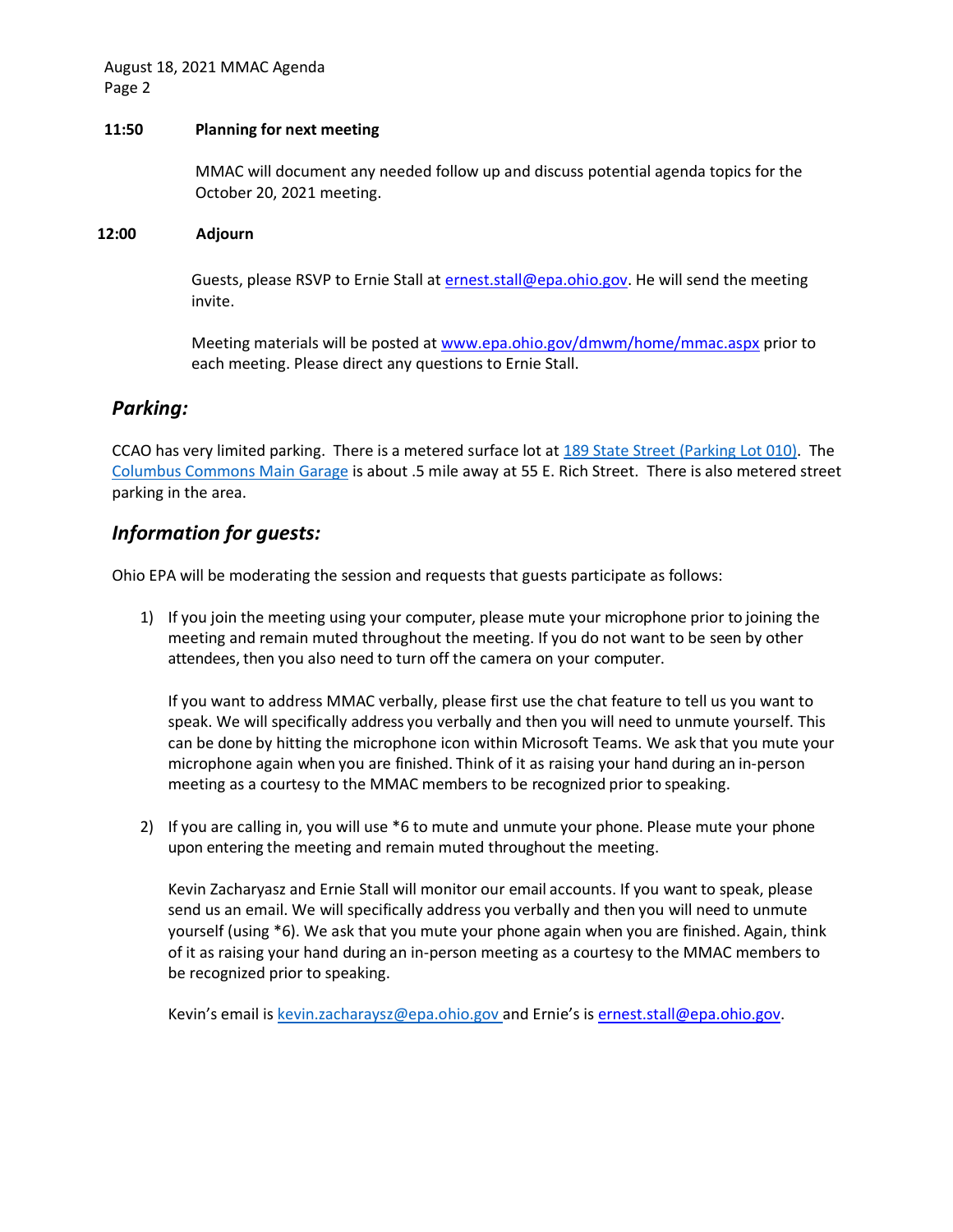**11:50 Planning for next meeting**

MMAC will document any needed follow up and discuss potential agenda topics for the October 20, 2021 meeting.

**12:00 Adjourn**

Guests, please RSVP to Ernie Stall at ernest.stall@epa.ohio.gov. He will send the meeting invite.

Meeting materials will be posted at www.epa.ohio.gov/dmwm/home/mmac.aspx prior to each meeting. Please direct any questions to Ernie Stall.

## *Parking:*

CCAO has very limited parking. There is a metered surface lot at 189 State Street (Parking Lot 010). The Columbus Commons Main Garage is about .5 mile away at 55 E. Rich Street. There is also metered street parking in the area.

## *Information for guests:*

Ohio EPA will be moderating the session and requests that guests participate as follows:

1) If you join the meeting using your computer, please mute your microphone prior to joining the meeting and remain muted throughout the meeting. If you do not want to be seen by other attendees, then you also need to turn off the camera on your computer.

   If you want to address MMAC verbally, please first use the chat feature to tell us you want to speak. We will specifically address you verbally and then you will need to unmute yourself. This can be done by hitting the microphone icon within Microsoft Teams. We ask that you mute your microphone again when you are finished. Think of it as raising your hand during an in-person meeting as a courtesy to the MMAC members to be recognized prior to speaking.

2) If you are calling in, you will use *6 to mute and unmute your phone. Please mute your phone upon entering the meeting and remain muted throughout the meeting.

   Kevin Zacharyasz and Ernie Stall will monitor our email accounts. If you want to speak, please send us an email. We will specifically address you verbally and then you will need to unmute yourself (using *6). We ask that you mute your phone again when you are finished. Again, think of it as raising your hand during an in-person meeting as a courtesy to the MMAC members to be recognized prior to speaking.

   Kevin's email is kevin.zacharaysz@epa.ohio.gov and Ernie's is ernest.stall@epa.ohio.gov.